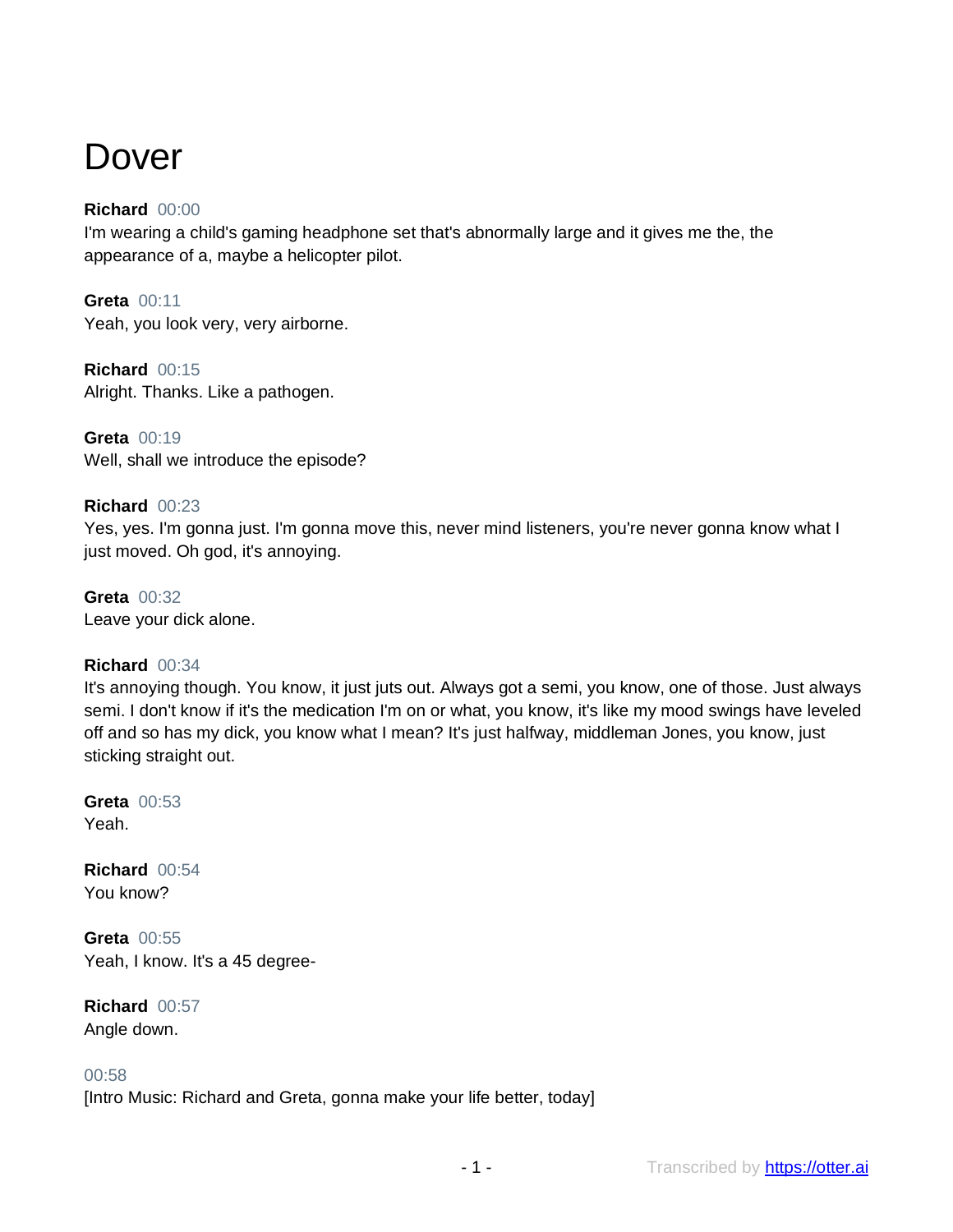# Dover

**Richard** 00:00
I'm wearing a child's gaming headphone set that's abnormally large and it gives me the, the appearance of a, maybe a helicopter pilot.

**Greta** 00:11
Yeah, you look very, very airborne.

**Richard** 00:15
Alright. Thanks. Like a pathogen.

**Greta** 00:19
Well, shall we introduce the episode?

**Richard** 00:23
Yes, yes. I'm gonna just. I'm gonna move this, never mind listeners, you're never gonna know what I just moved. Oh god, it's annoying.

**Greta** 00:32
Leave your dick alone.

**Richard** 00:34
It's annoying though. You know, it just juts out. Always got a semi, you know, one of those. Just always semi. I don't know if it's the medication I'm on or what, you know, it's like my mood swings have leveled off and so has my dick, you know what I mean? It's just halfway, middleman Jones, you know, just sticking straight out.

**Greta** 00:53
Yeah.

**Richard** 00:54
You know?

**Greta** 00:55
Yeah, I know. It's a 45 degree-

**Richard** 00:57
Angle down.

00:58
[Intro Music: Richard and Greta, gonna make your life better, today]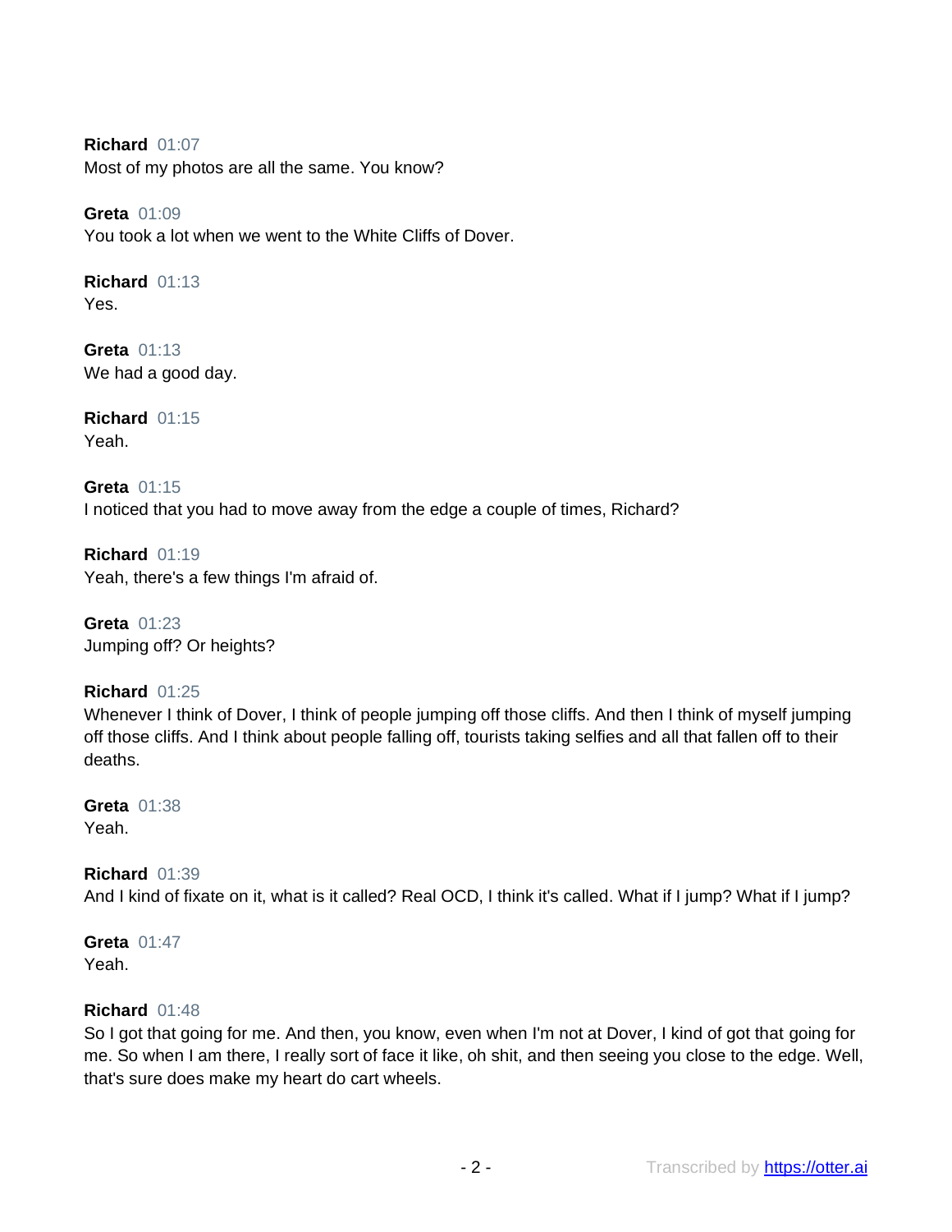**Richard** 01:07
Most of my photos are all the same. You know?

**Greta** 01:09
You took a lot when we went to the White Cliffs of Dover.

**Richard** 01:13
Yes.

**Greta** 01:13
We had a good day.

**Richard** 01:15
Yeah.

**Greta** 01:15
I noticed that you had to move away from the edge a couple of times, Richard?

**Richard** 01:19
Yeah, there's a few things I'm afraid of.

**Greta** 01:23
Jumping off? Or heights?

**Richard** 01:25
Whenever I think of Dover, I think of people jumping off those cliffs. And then I think of myself jumping off those cliffs. And I think about people falling off, tourists taking selfies and all that fallen off to their deaths.

**Greta** 01:38
Yeah.

**Richard** 01:39
And I kind of fixate on it, what is it called? Real OCD, I think it's called. What if I jump? What if I jump?

**Greta** 01:47
Yeah.

**Richard** 01:48
So I got that going for me. And then, you know, even when I'm not at Dover, I kind of got that going for me. So when I am there, I really sort of face it like, oh shit, and then seeing you close to the edge. Well, that's sure does make my heart do cart wheels.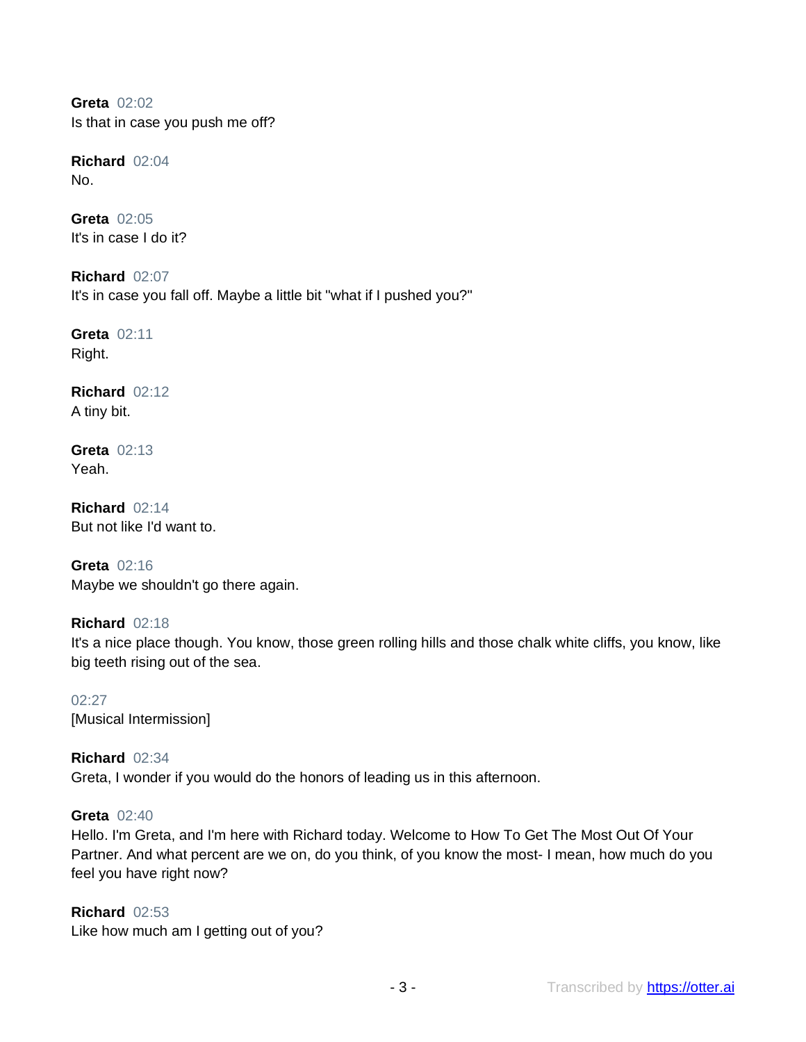**Greta** 02:02
Is that in case you push me off?

**Richard** 02:04
No.

**Greta** 02:05
It's in case I do it?

**Richard** 02:07
It's in case you fall off. Maybe a little bit "what if I pushed you?"

**Greta** 02:11
Right.

**Richard** 02:12
A tiny bit.

**Greta** 02:13
Yeah.

**Richard** 02:14
But not like I'd want to.

**Greta** 02:16
Maybe we shouldn't go there again.

**Richard** 02:18
It's a nice place though. You know, those green rolling hills and those chalk white cliffs, you know, like big teeth rising out of the sea.

02:27
[Musical Intermission]

**Richard** 02:34
Greta, I wonder if you would do the honors of leading us in this afternoon.

**Greta** 02:40
Hello. I'm Greta, and I'm here with Richard today. Welcome to How To Get The Most Out Of Your Partner. And what percent are we on, do you think, of you know the most- I mean, how much do you feel you have right now?

**Richard** 02:53
Like how much am I getting out of you?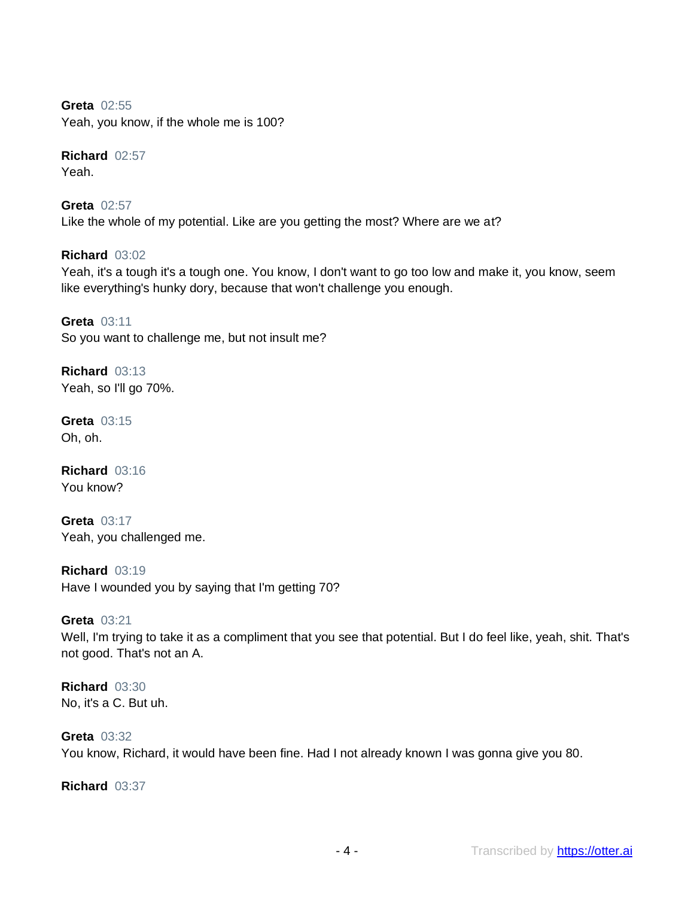**Greta** 02:55
Yeah, you know, if the whole me is 100?

**Richard** 02:57
Yeah.

**Greta** 02:57
Like the whole of my potential. Like are you getting the most? Where are we at?

**Richard** 03:02
Yeah, it's a tough it's a tough one. You know, I don't want to go too low and make it, you know, seem like everything's hunky dory, because that won't challenge you enough.

**Greta** 03:11
So you want to challenge me, but not insult me?

**Richard** 03:13
Yeah, so I'll go 70%.

**Greta** 03:15
Oh, oh.

**Richard** 03:16
You know?

**Greta** 03:17
Yeah, you challenged me.

**Richard** 03:19
Have I wounded you by saying that I'm getting 70?

**Greta** 03:21
Well, I'm trying to take it as a compliment that you see that potential. But I do feel like, yeah, shit. That's not good. That's not an A.

**Richard** 03:30
No, it's a C. But uh.

**Greta** 03:32
You know, Richard, it would have been fine. Had I not already known I was gonna give you 80.

**Richard** 03:37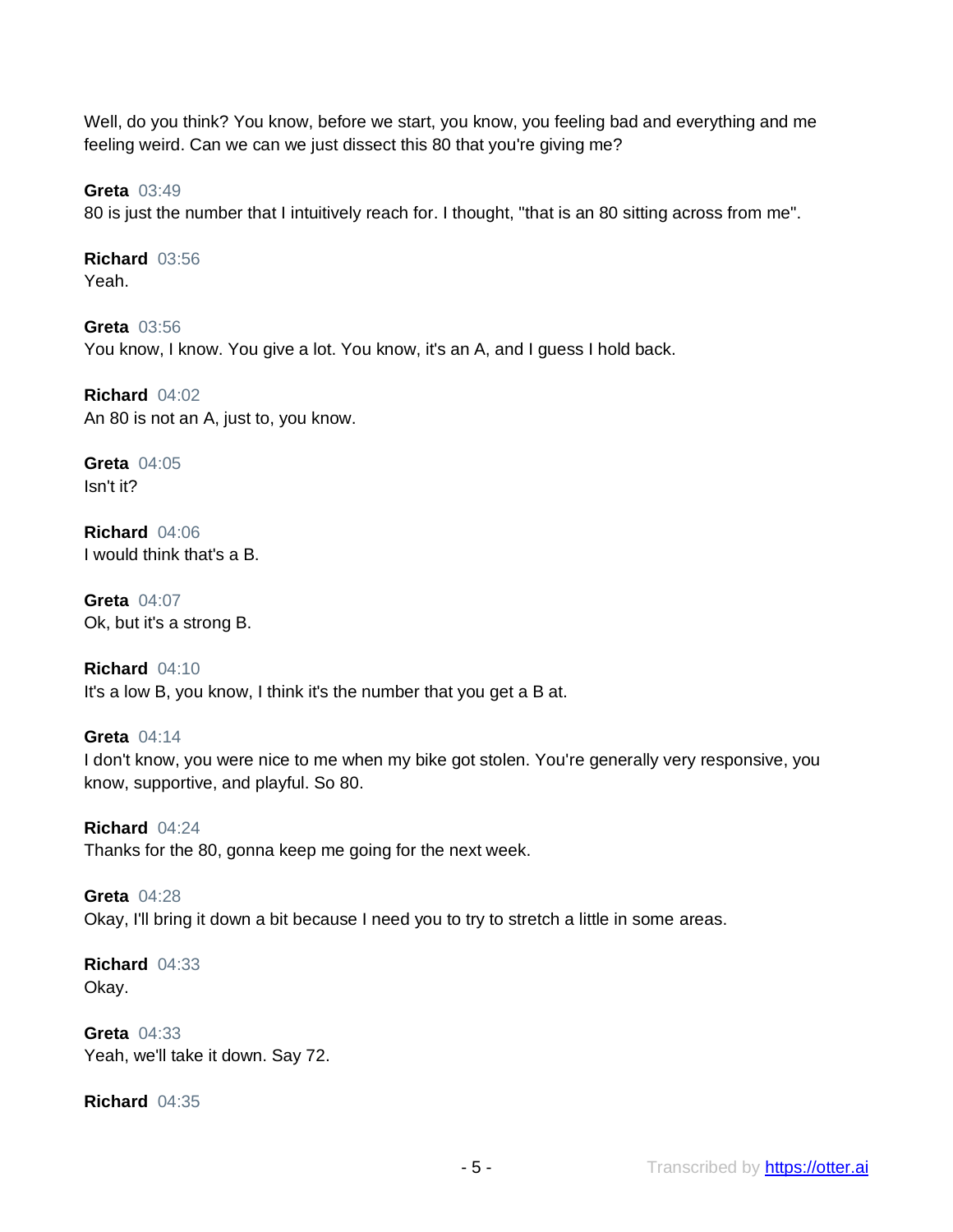Well, do you think? You know, before we start, you know, you feeling bad and everything and me feeling weird. Can we can we just dissect this 80 that you're giving me?

**Greta** 03:49
80 is just the number that I intuitively reach for. I thought, "that is an 80 sitting across from me".

**Richard** 03:56
Yeah.

**Greta** 03:56
You know, I know. You give a lot. You know, it's an A, and I guess I hold back.

**Richard** 04:02
An 80 is not an A, just to, you know.

**Greta** 04:05
Isn't it?

**Richard** 04:06
I would think that's a B.

**Greta** 04:07
Ok, but it's a strong B.

**Richard** 04:10
It's a low B, you know, I think it's the number that you get a B at.

**Greta** 04:14
I don't know, you were nice to me when my bike got stolen. You're generally very responsive, you know, supportive, and playful. So 80.

**Richard** 04:24
Thanks for the 80, gonna keep me going for the next week.

**Greta** 04:28
Okay, I'll bring it down a bit because I need you to try to stretch a little in some areas.

**Richard** 04:33
Okay.

**Greta** 04:33
Yeah, we'll take it down. Say 72.

**Richard** 04:35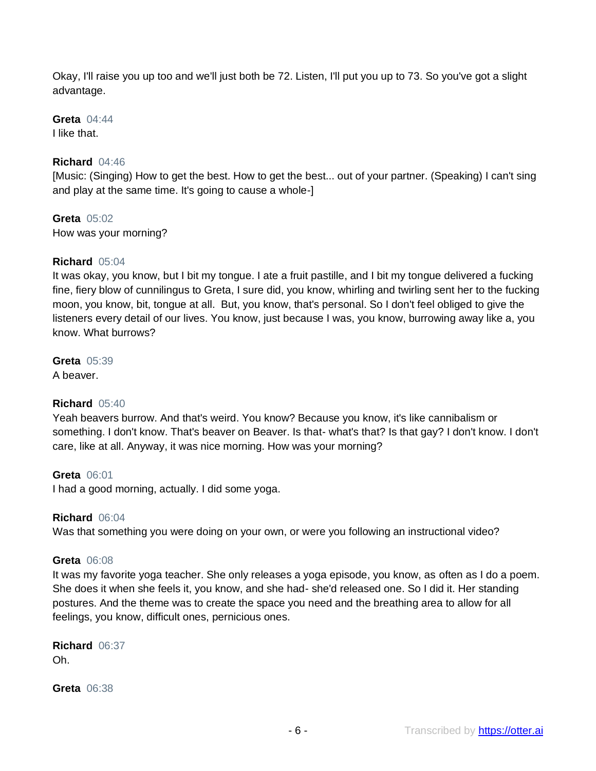Okay, I'll raise you up too and we'll just both be 72. Listen, I'll put you up to 73. So you've got a slight advantage.

**Greta** 04:44
I like that.

**Richard** 04:46
[Music: (Singing) How to get the best. How to get the best... out of your partner. (Speaking) I can't sing and play at the same time. It's going to cause a whole-]

**Greta** 05:02
How was your morning?

**Richard** 05:04
It was okay, you know, but I bit my tongue. I ate a fruit pastille, and I bit my tongue delivered a fucking fine, fiery blow of cunnilingus to Greta, I sure did, you know, whirling and twirling sent her to the fucking moon, you know, bit, tongue at all. But, you know, that's personal. So I don't feel obliged to give the listeners every detail of our lives. You know, just because I was, you know, burrowing away like a, you know. What burrows?

**Greta** 05:39
A beaver.

**Richard** 05:40
Yeah beavers burrow. And that's weird. You know? Because you know, it's like cannibalism or something. I don't know. That's beaver on Beaver. Is that- what's that? Is that gay? I don't know. I don't care, like at all. Anyway, it was nice morning. How was your morning?

**Greta** 06:01
I had a good morning, actually. I did some yoga.

**Richard** 06:04
Was that something you were doing on your own, or were you following an instructional video?

**Greta** 06:08
It was my favorite yoga teacher. She only releases a yoga episode, you know, as often as I do a poem. She does it when she feels it, you know, and she had- she'd released one. So I did it. Her standing postures. And the theme was to create the space you need and the breathing area to allow for all feelings, you know, difficult ones, pernicious ones.

**Richard** 06:37
Oh.

**Greta** 06:38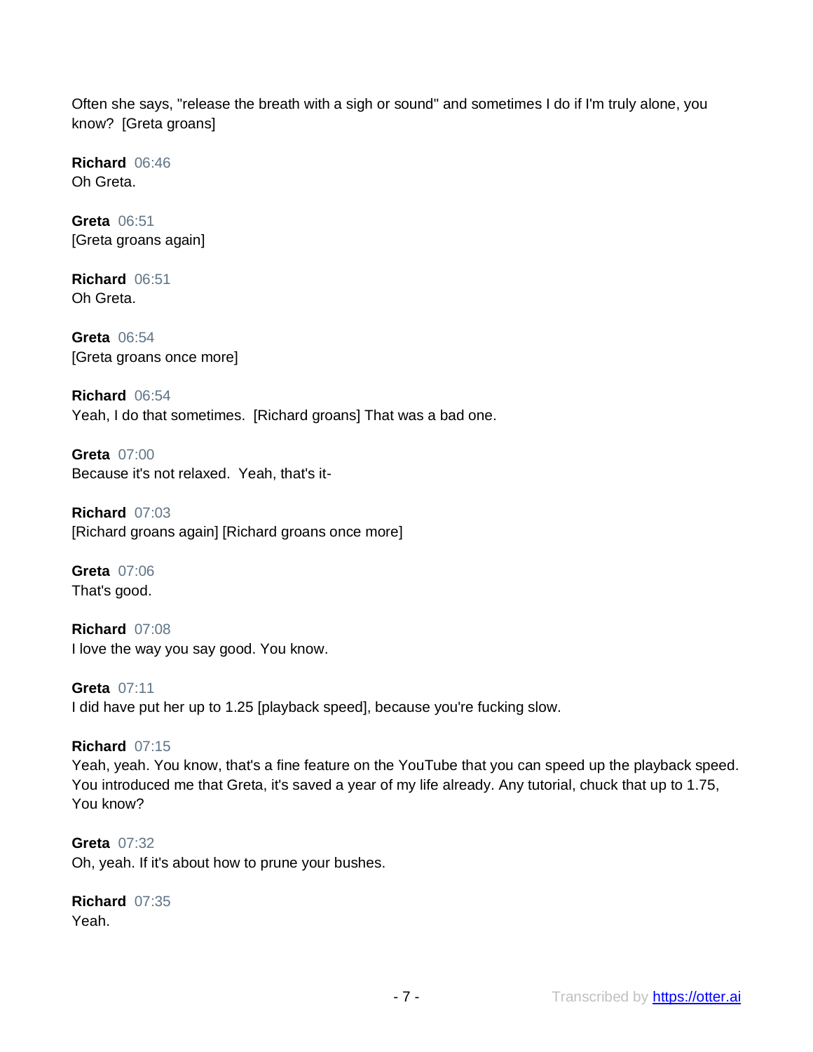Often she says, "release the breath with a sigh or sound" and sometimes I do if I'm truly alone, you know?  [Greta groans]

**Richard** 06:46
Oh Greta.

**Greta** 06:51
[Greta groans again]

**Richard** 06:51
Oh Greta.

**Greta** 06:54
[Greta groans once more]

**Richard** 06:54
Yeah, I do that sometimes.  [Richard groans] That was a bad one.

**Greta** 07:00
Because it's not relaxed.  Yeah, that's it-

**Richard** 07:03
[Richard groans again] [Richard groans once more]

**Greta** 07:06
That's good.

**Richard** 07:08
I love the way you say good. You know.

**Greta** 07:11
I did have put her up to 1.25 [playback speed], because you're fucking slow.

**Richard** 07:15
Yeah, yeah. You know, that's a fine feature on the YouTube that you can speed up the playback speed. You introduced me that Greta, it's saved a year of my life already. Any tutorial, chuck that up to 1.75, You know?

**Greta** 07:32
Oh, yeah. If it's about how to prune your bushes.

**Richard** 07:35
Yeah.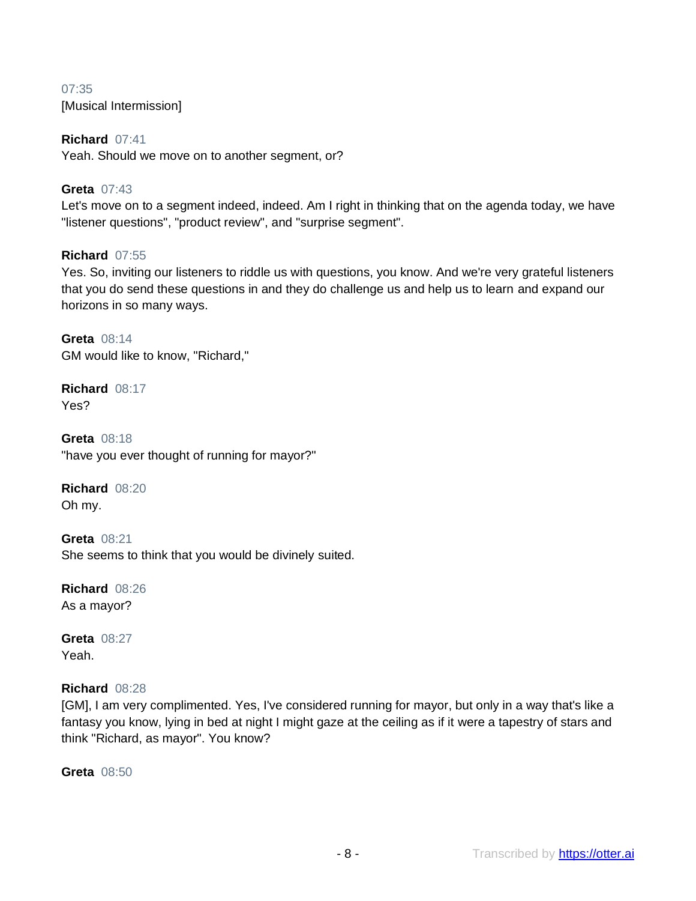07:35
[Musical Intermission]

**Richard** 07:41
Yeah. Should we move on to another segment, or?

**Greta** 07:43
Let's move on to a segment indeed, indeed. Am I right in thinking that on the agenda today, we have "listener questions", "product review", and "surprise segment".

**Richard** 07:55
Yes. So, inviting our listeners to riddle us with questions, you know. And we're very grateful listeners that you do send these questions in and they do challenge us and help us to learn and expand our horizons in so many ways.

**Greta** 08:14
GM would like to know, "Richard,"

**Richard** 08:17
Yes?

**Greta** 08:18
"have you ever thought of running for mayor?"

**Richard** 08:20
Oh my.

**Greta** 08:21
She seems to think that you would be divinely suited.

**Richard** 08:26
As a mayor?

**Greta** 08:27
Yeah.

**Richard** 08:28
[GM], I am very complimented. Yes, I've considered running for mayor, but only in a way that's like a fantasy you know, lying in bed at night I might gaze at the ceiling as if it were a tapestry of stars and think "Richard, as mayor". You know?

**Greta** 08:50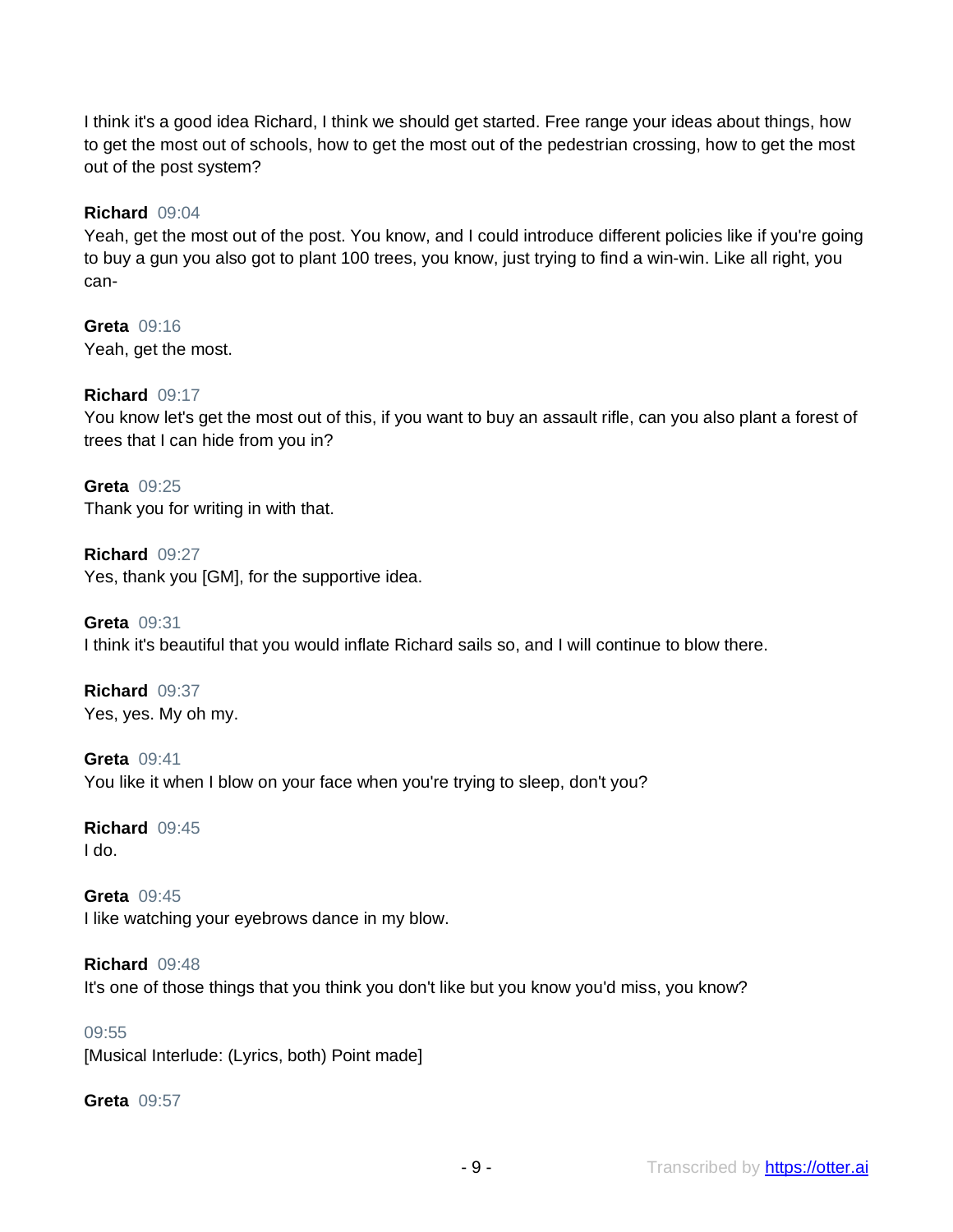I think it's a good idea Richard, I think we should get started. Free range your ideas about things, how to get the most out of schools, how to get the most out of the pedestrian crossing, how to get the most out of the post system?

**Richard** 09:04
Yeah, get the most out of the post. You know, and I could introduce different policies like if you're going to buy a gun you also got to plant 100 trees, you know, just trying to find a win-win. Like all right, you can-

**Greta** 09:16
Yeah, get the most.

**Richard** 09:17
You know let's get the most out of this, if you want to buy an assault rifle, can you also plant a forest of trees that I can hide from you in?

**Greta** 09:25
Thank you for writing in with that.

**Richard** 09:27
Yes, thank you [GM], for the supportive idea.

**Greta** 09:31
I think it's beautiful that you would inflate Richard sails so, and I will continue to blow there.

**Richard** 09:37
Yes, yes. My oh my.

**Greta** 09:41
You like it when I blow on your face when you're trying to sleep, don't you?

**Richard** 09:45
I do.

**Greta** 09:45
I like watching your eyebrows dance in my blow.

**Richard** 09:48
It's one of those things that you think you don't like but you know you'd miss, you know?

09:55
[Musical Interlude: (Lyrics, both) Point made]

**Greta** 09:57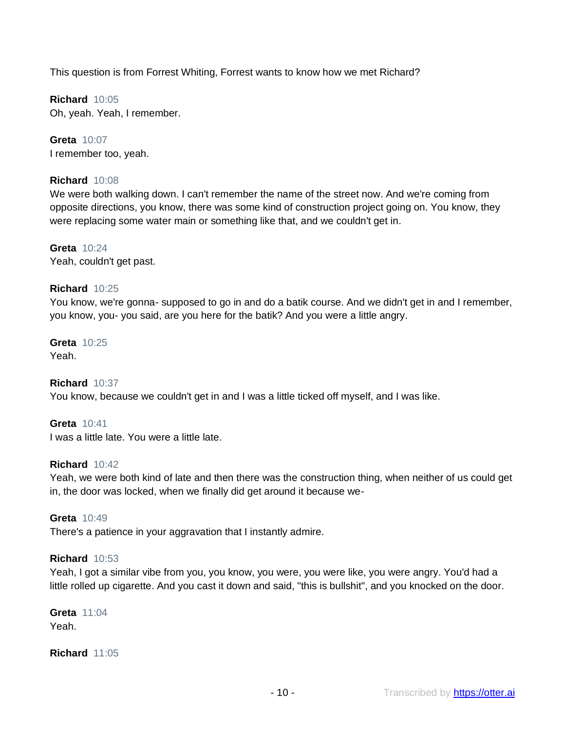This question is from Forrest Whiting, Forrest wants to know how we met Richard?

**Richard** 10:05
Oh, yeah. Yeah, I remember.

**Greta** 10:07
I remember too, yeah.

**Richard** 10:08
We were both walking down. I can't remember the name of the street now. And we're coming from opposite directions, you know, there was some kind of construction project going on. You know, they were replacing some water main or something like that, and we couldn't get in.

**Greta** 10:24
Yeah, couldn't get past.

**Richard** 10:25
You know, we're gonna- supposed to go in and do a batik course. And we didn't get in and I remember, you know, you- you said, are you here for the batik? And you were a little angry.

**Greta** 10:25
Yeah.

**Richard** 10:37
You know, because we couldn't get in and I was a little ticked off myself, and I was like.

**Greta** 10:41
I was a little late. You were a little late.

**Richard** 10:42
Yeah, we were both kind of late and then there was the construction thing, when neither of us could get in, the door was locked, when we finally did get around it because we-

**Greta** 10:49
There's a patience in your aggravation that I instantly admire.

**Richard** 10:53
Yeah, I got a similar vibe from you, you know, you were, you were like, you were angry. You'd had a little rolled up cigarette. And you cast it down and said, "this is bullshit", and you knocked on the door.

**Greta** 11:04
Yeah.

**Richard** 11:05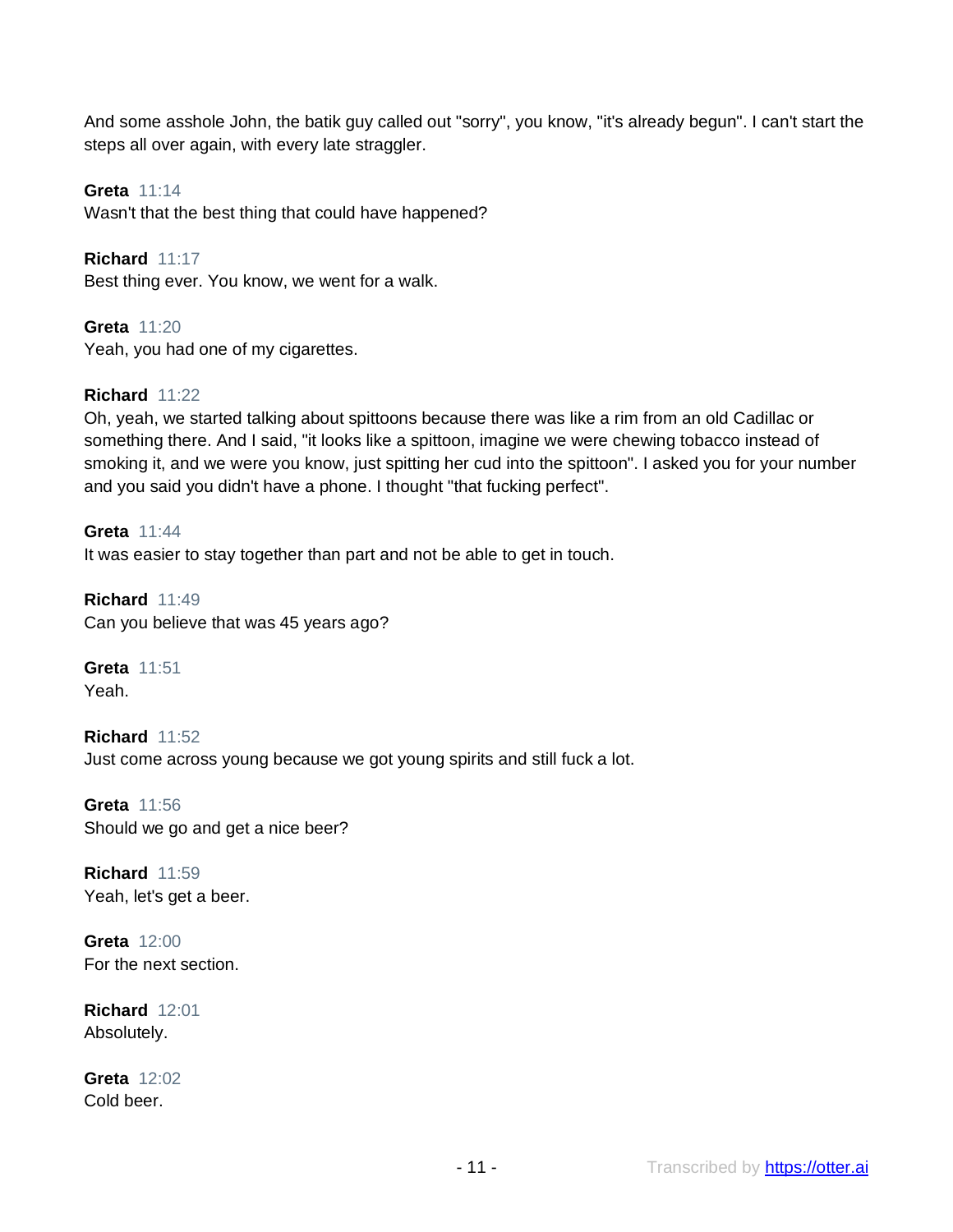And some asshole John, the batik guy called out "sorry", you know, "it's already begun". I can't start the steps all over again, with every late straggler.

**Greta** 11:14
Wasn't that the best thing that could have happened?

**Richard** 11:17
Best thing ever. You know, we went for a walk.

**Greta** 11:20
Yeah, you had one of my cigarettes.

**Richard** 11:22
Oh, yeah, we started talking about spittoons because there was like a rim from an old Cadillac or something there. And I said, "it looks like a spittoon, imagine we were chewing tobacco instead of smoking it, and we were you know, just spitting her cud into the spittoon". I asked you for your number and you said you didn't have a phone. I thought "that fucking perfect".

**Greta** 11:44
It was easier to stay together than part and not be able to get in touch.

**Richard** 11:49
Can you believe that was 45 years ago?

**Greta** 11:51
Yeah.

**Richard** 11:52
Just come across young because we got young spirits and still fuck a lot.

**Greta** 11:56
Should we go and get a nice beer?

**Richard** 11:59
Yeah, let's get a beer.

**Greta** 12:00
For the next section.

**Richard** 12:01
Absolutely.

**Greta** 12:02
Cold beer.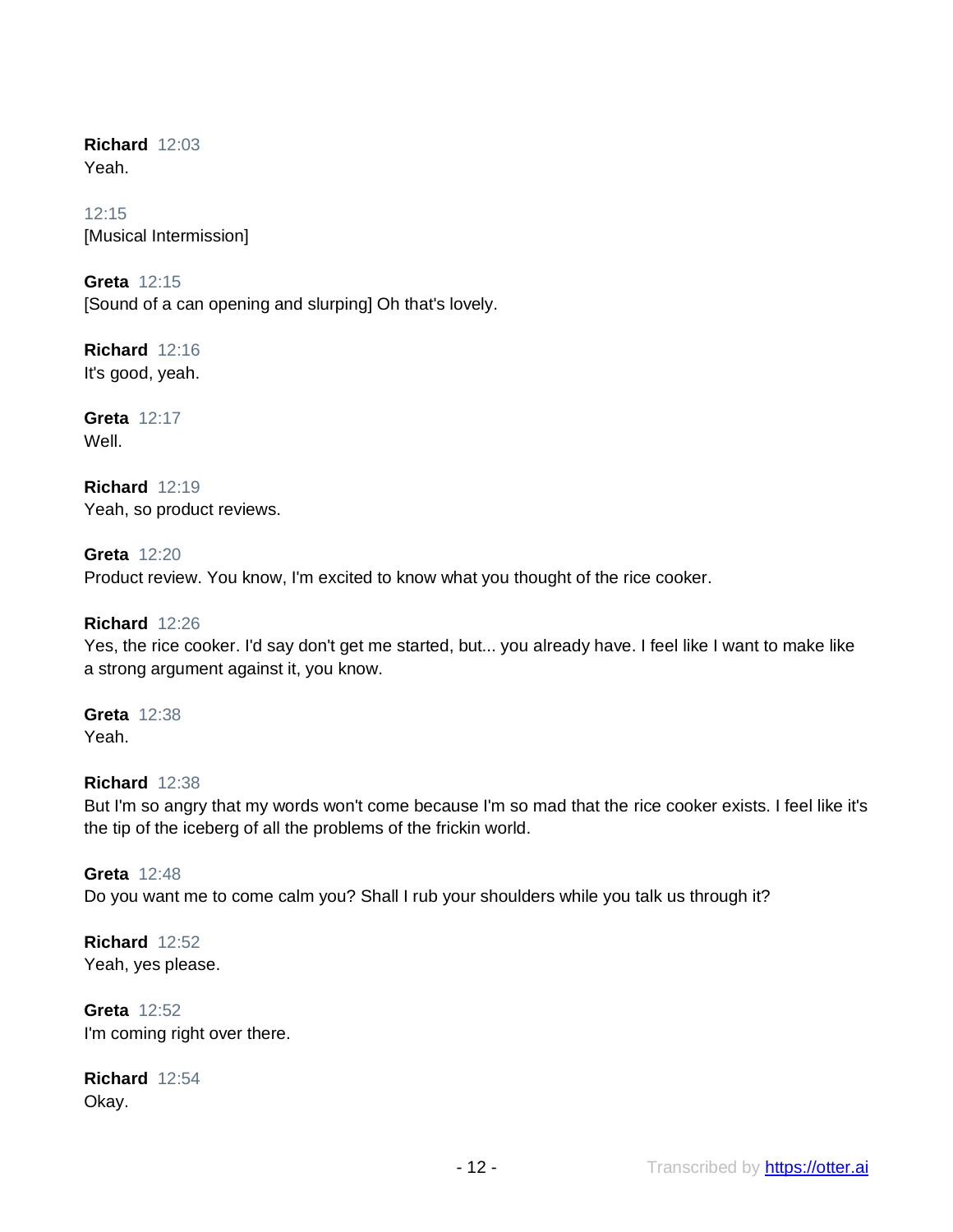**Richard** 12:03
Yeah.

12:15
[Musical Intermission]

**Greta** 12:15
[Sound of a can opening and slurping] Oh that's lovely.

**Richard** 12:16
It's good, yeah.

**Greta** 12:17
Well.

**Richard** 12:19
Yeah, so product reviews.

**Greta** 12:20
Product review. You know, I'm excited to know what you thought of the rice cooker.

**Richard** 12:26
Yes, the rice cooker. I'd say don't get me started, but... you already have. I feel like I want to make like a strong argument against it, you know.

**Greta** 12:38
Yeah.

**Richard** 12:38
But I'm so angry that my words won't come because I'm so mad that the rice cooker exists. I feel like it's the tip of the iceberg of all the problems of the frickin world.

**Greta** 12:48
Do you want me to come calm you? Shall I rub your shoulders while you talk us through it?

**Richard** 12:52
Yeah, yes please.

**Greta** 12:52
I'm coming right over there.

**Richard** 12:54
Okay.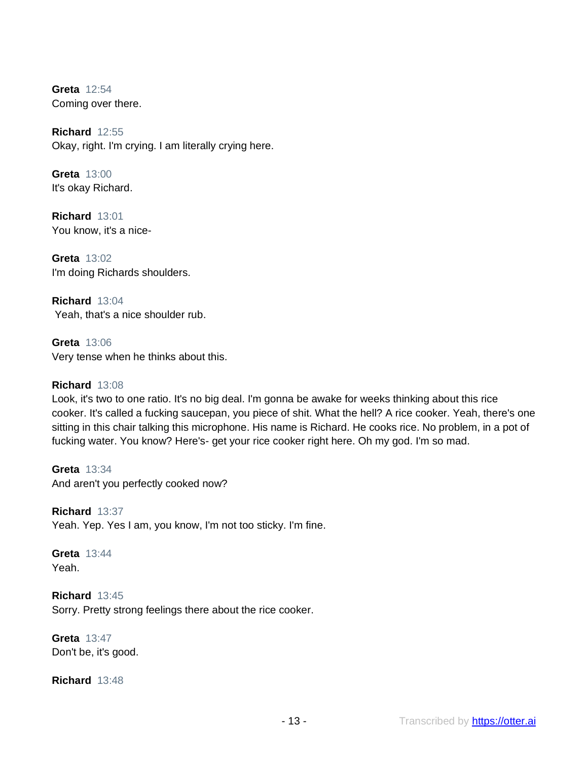**Greta** 12:54
Coming over there.

**Richard** 12:55
Okay, right. I'm crying. I am literally crying here.

**Greta** 13:00
It's okay Richard.

**Richard** 13:01
You know, it's a nice-

**Greta** 13:02
I'm doing Richards shoulders.

**Richard** 13:04
Yeah, that's a nice shoulder rub.

**Greta** 13:06
Very tense when he thinks about this.

**Richard** 13:08
Look, it's two to one ratio. It's no big deal. I'm gonna be awake for weeks thinking about this rice cooker. It's called a fucking saucepan, you piece of shit. What the hell? A rice cooker. Yeah, there's one sitting in this chair talking this microphone. His name is Richard. He cooks rice. No problem, in a pot of fucking water. You know? Here's- get your rice cooker right here. Oh my god. I'm so mad.

**Greta** 13:34
And aren't you perfectly cooked now?

**Richard** 13:37
Yeah. Yep. Yes I am, you know, I'm not too sticky. I'm fine.

**Greta** 13:44
Yeah.

**Richard** 13:45
Sorry. Pretty strong feelings there about the rice cooker.

**Greta** 13:47
Don't be, it's good.

**Richard** 13:48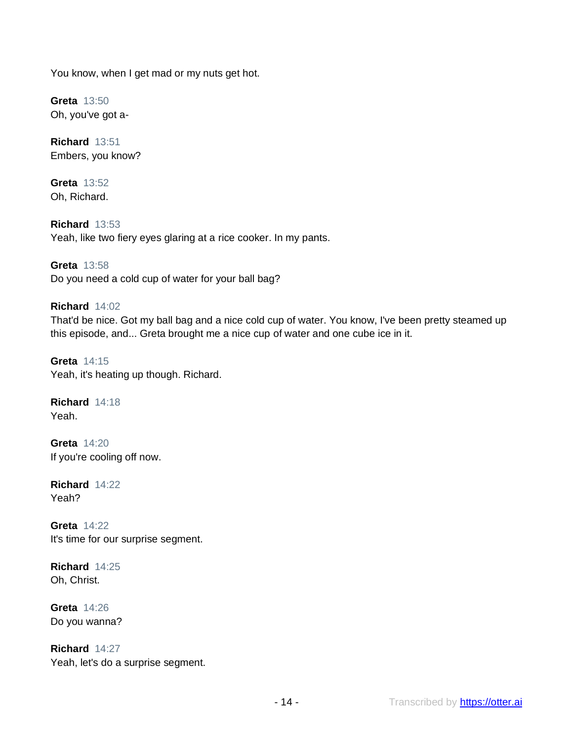You know, when I get mad or my nuts get hot.

**Greta** 13:50
Oh, you've got a-

**Richard** 13:51
Embers, you know?

**Greta** 13:52
Oh, Richard.

**Richard** 13:53
Yeah, like two fiery eyes glaring at a rice cooker. In my pants.

**Greta** 13:58
Do you need a cold cup of water for your ball bag?

**Richard** 14:02
That'd be nice. Got my ball bag and a nice cold cup of water. You know, I've been pretty steamed up this episode, and... Greta brought me a nice cup of water and one cube ice in it.

**Greta** 14:15
Yeah, it's heating up though. Richard.

**Richard** 14:18
Yeah.

**Greta** 14:20
If you're cooling off now.

**Richard** 14:22
Yeah?

**Greta** 14:22
It's time for our surprise segment.

**Richard** 14:25
Oh, Christ.

**Greta** 14:26
Do you wanna?

**Richard** 14:27
Yeah, let's do a surprise segment.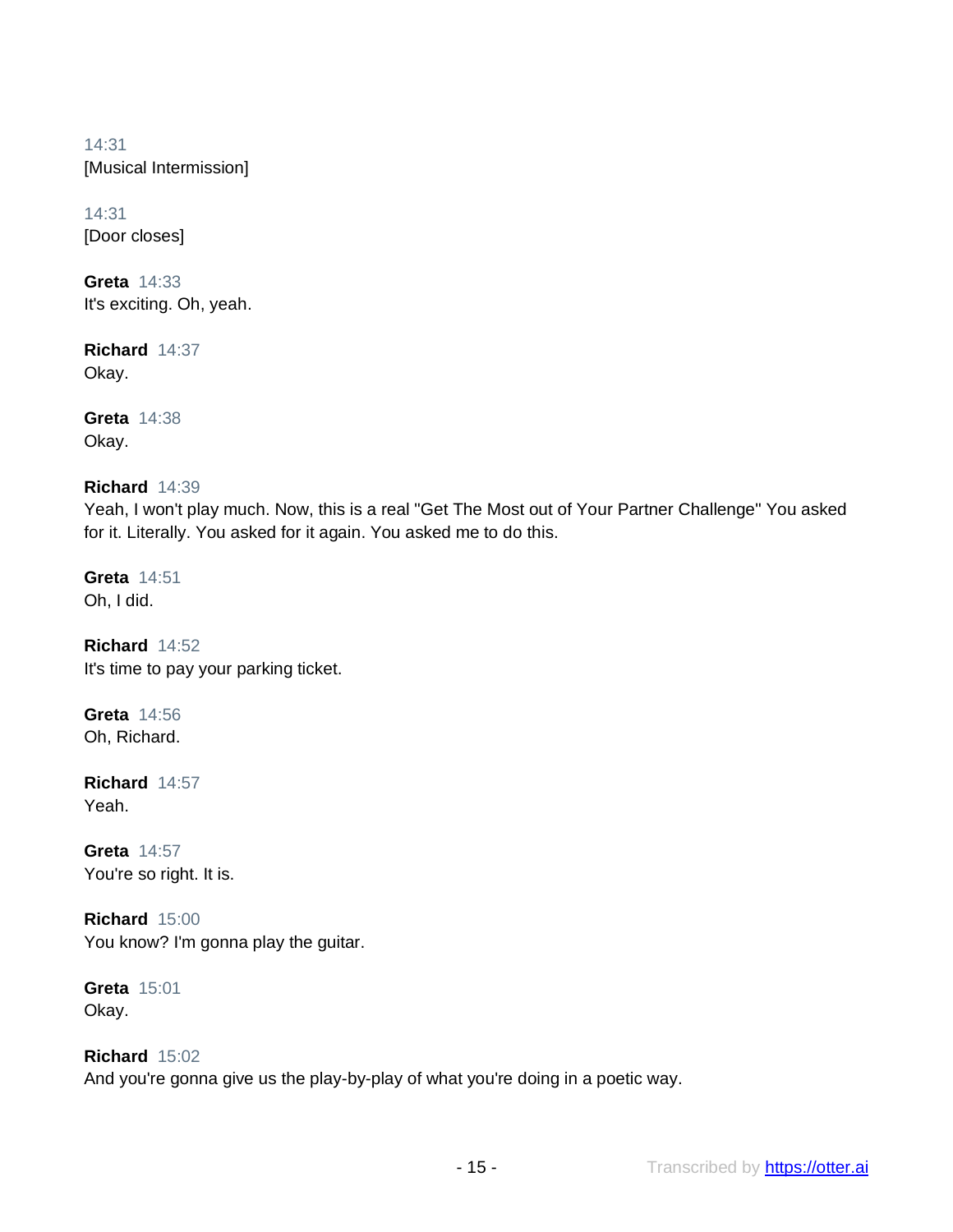14:31
[Musical Intermission]

14:31
[Door closes]

**Greta** 14:33
It's exciting. Oh, yeah.

**Richard** 14:37
Okay.

**Greta** 14:38
Okay.

**Richard** 14:39
Yeah, I won't play much. Now, this is a real "Get The Most out of Your Partner Challenge" You asked for it. Literally. You asked for it again. You asked me to do this.

**Greta** 14:51
Oh, I did.

**Richard** 14:52
It's time to pay your parking ticket.

**Greta** 14:56
Oh, Richard.

**Richard** 14:57
Yeah.

**Greta** 14:57
You're so right. It is.

**Richard** 15:00
You know? I'm gonna play the guitar.

**Greta** 15:01
Okay.

**Richard** 15:02
And you're gonna give us the play-by-play of what you're doing in a poetic way.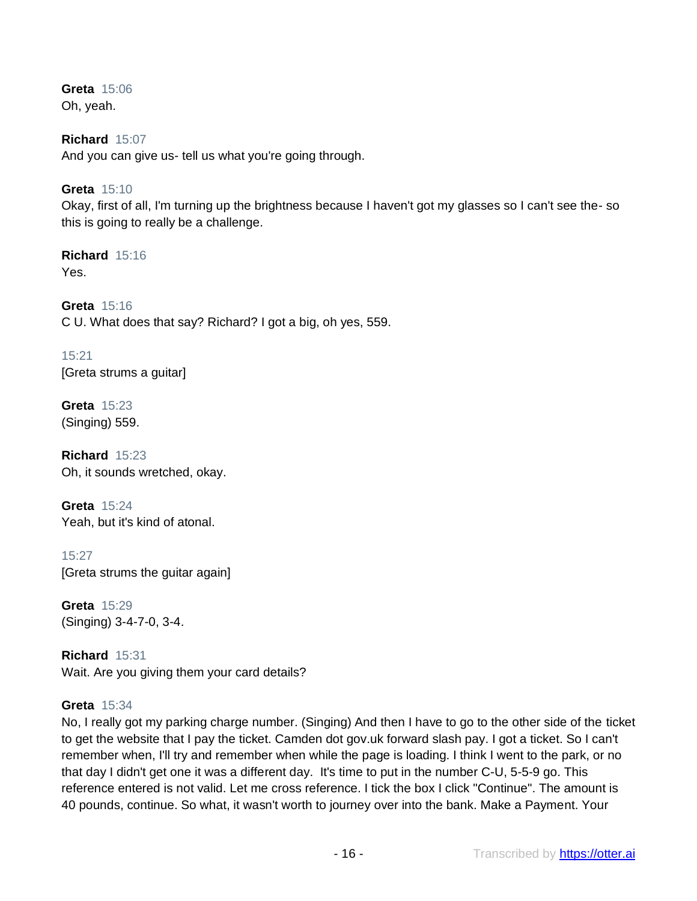**Greta** 15:06
Oh, yeah.

**Richard** 15:07
And you can give us- tell us what you're going through.

**Greta** 15:10
Okay, first of all, I'm turning up the brightness because I haven't got my glasses so I can't see the- so this is going to really be a challenge.

**Richard** 15:16
Yes.

**Greta** 15:16
C U. What does that say? Richard? I got a big, oh yes, 559.

15:21
[Greta strums a guitar]

**Greta** 15:23
(Singing) 559.

**Richard** 15:23
Oh, it sounds wretched, okay.

**Greta** 15:24
Yeah, but it's kind of atonal.

15:27
[Greta strums the guitar again]

**Greta** 15:29
(Singing) 3-4-7-0, 3-4.

**Richard** 15:31
Wait. Are you giving them your card details?

**Greta** 15:34
No, I really got my parking charge number. (Singing) And then I have to go to the other side of the ticket to get the website that I pay the ticket. Camden dot gov.uk forward slash pay. I got a ticket. So I can't remember when, I'll try and remember when while the page is loading. I think I went to the park, or no that day I didn't get one it was a different day. It's time to put in the number C-U, 5-5-9 go. This reference entered is not valid. Let me cross reference. I tick the box I click "Continue". The amount is 40 pounds, continue. So what, it wasn't worth to journey over into the bank. Make a Payment. Your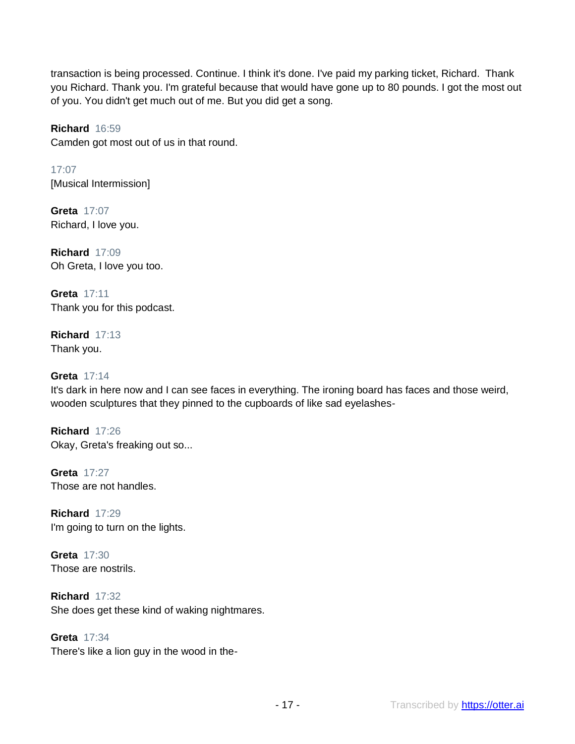transaction is being processed. Continue. I think it's done. I've paid my parking ticket, Richard. Thank you Richard. Thank you. I'm grateful because that would have gone up to 80 pounds. I got the most out of you. You didn't get much out of me. But you did get a song.

**Richard** 16:59
Camden got most out of us in that round.

17:07
[Musical Intermission]

**Greta** 17:07
Richard, I love you.

**Richard** 17:09
Oh Greta, I love you too.

**Greta** 17:11
Thank you for this podcast.

**Richard** 17:13
Thank you.

**Greta** 17:14
It's dark in here now and I can see faces in everything. The ironing board has faces and those weird, wooden sculptures that they pinned to the cupboards of like sad eyelashes-

**Richard** 17:26
Okay, Greta's freaking out so...

**Greta** 17:27
Those are not handles.

**Richard** 17:29
I'm going to turn on the lights.

**Greta** 17:30
Those are nostrils.

**Richard** 17:32
She does get these kind of waking nightmares.

**Greta** 17:34
There's like a lion guy in the wood in the-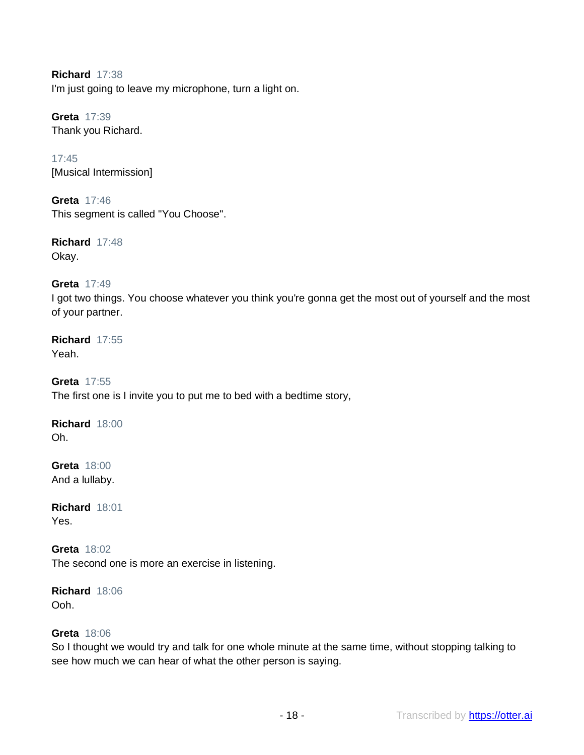**Richard** 17:38
I'm just going to leave my microphone, turn a light on.

**Greta** 17:39
Thank you Richard.

17:45
[Musical Intermission]

**Greta** 17:46
This segment is called "You Choose".

**Richard** 17:48
Okay.

**Greta** 17:49
I got two things. You choose whatever you think you're gonna get the most out of yourself and the most of your partner.

**Richard** 17:55
Yeah.

**Greta** 17:55
The first one is I invite you to put me to bed with a bedtime story,

**Richard** 18:00
Oh.

**Greta** 18:00
And a lullaby.

**Richard** 18:01
Yes.

**Greta** 18:02
The second one is more an exercise in listening.

**Richard** 18:06
Ooh.

**Greta** 18:06
So I thought we would try and talk for one whole minute at the same time, without stopping talking to see how much we can hear of what the other person is saying.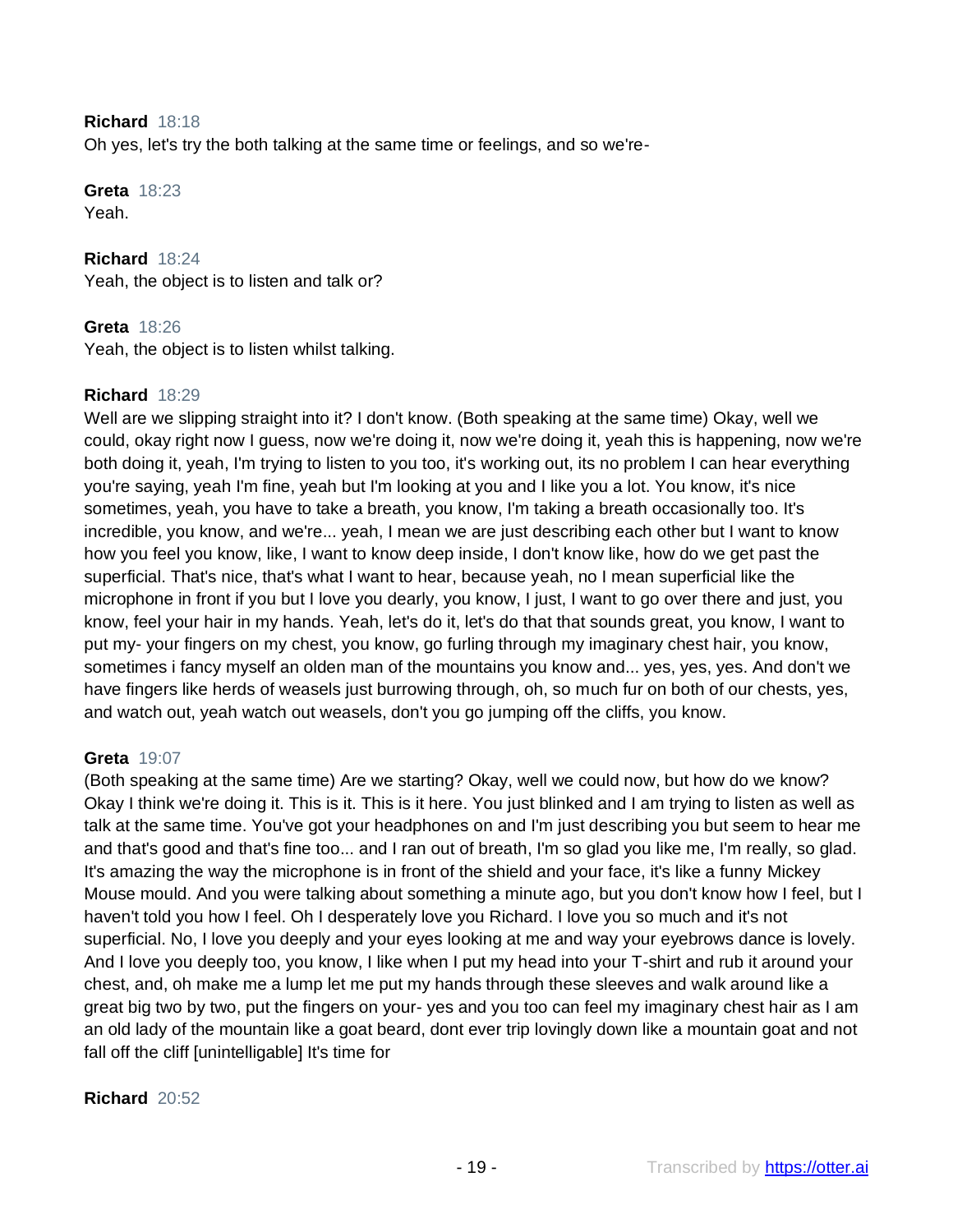**Richard** 18:18
Oh yes, let's try the both talking at the same time or feelings, and so we're-

**Greta** 18:23
Yeah.

**Richard** 18:24
Yeah, the object is to listen and talk or?

**Greta** 18:26
Yeah, the object is to listen whilst talking.

**Richard** 18:29
Well are we slipping straight into it? I don't know. (Both speaking at the same time) Okay, well we could, okay right now I guess, now we're doing it, now we're doing it, yeah this is happening, now we're both doing it, yeah, I'm trying to listen to you too, it's working out, its no problem I can hear everything you're saying, yeah I'm fine, yeah but I'm looking at you and I like you a lot. You know, it's nice sometimes, yeah, you have to take a breath, you know, I'm taking a breath occasionally too. It's incredible, you know, and we're... yeah, I mean we are just describing each other but I want to know how you feel you know, like, I want to know deep inside, I don't know like, how do we get past the superficial. That's nice, that's what I want to hear, because yeah, no I mean superficial like the microphone in front if you but I love you dearly, you know, I just, I want to go over there and just, you know, feel your hair in my hands. Yeah, let's do it, let's do that that sounds great, you know, I want to put my- your fingers on my chest, you know, go furling through my imaginary chest hair, you know, sometimes i fancy myself an olden man of the mountains you know and... yes, yes, yes. And don't we have fingers like herds of weasels just burrowing through, oh, so much fur on both of our chests, yes, and watch out, yeah watch out weasels, don't you go jumping off the cliffs, you know.

**Greta** 19:07
(Both speaking at the same time) Are we starting? Okay, well we could now, but how do we know? Okay I think we're doing it. This is it. This is it here. You just blinked and I am trying to listen as well as talk at the same time. You've got your headphones on and I'm just describing you but seem to hear me and that's good and that's fine too... and I ran out of breath, I'm so glad you like me, I'm really, so glad. It's amazing the way the microphone is in front of the shield and your face, it's like a funny Mickey Mouse mould. And you were talking about something a minute ago, but you don't know how I feel, but I haven't told you how I feel. Oh I desperately love you Richard. I love you so much and it's not superficial. No, I love you deeply and your eyes looking at me and way your eyebrows dance is lovely. And I love you deeply too, you know, I like when I put my head into your T-shirt and rub it around your chest, and, oh make me a lump let me put my hands through these sleeves and walk around like a great big two by two, put the fingers on your- yes and you too can feel my imaginary chest hair as I am an old lady of the mountain like a goat beard, dont ever trip lovingly down like a mountain goat and not fall off the cliff [unintelligable] It's time for

**Richard** 20:52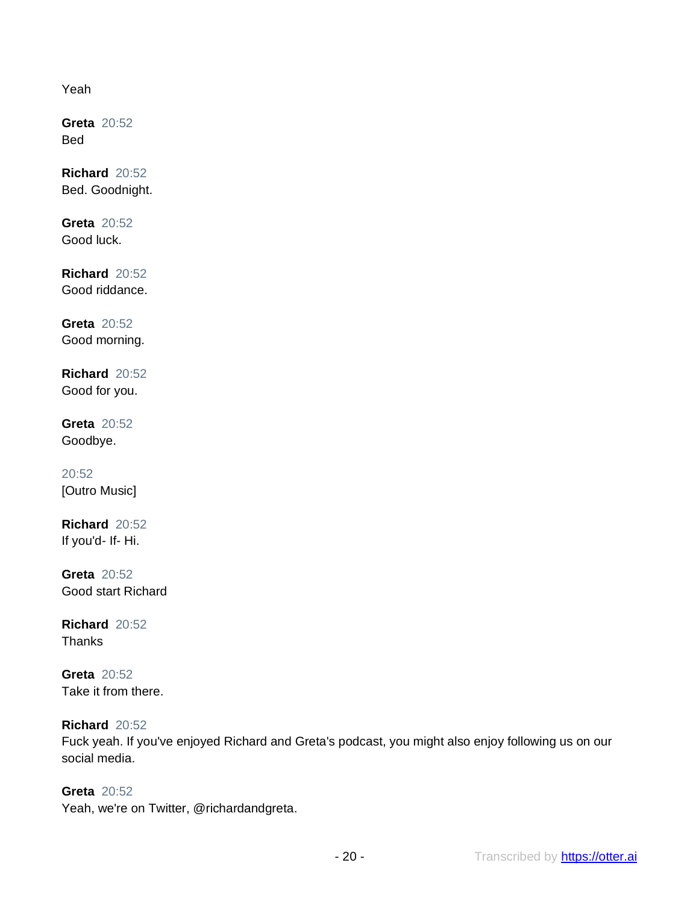Yeah

**Greta** 20:52
Bed

**Richard** 20:52
Bed. Goodnight.

**Greta** 20:52
Good luck.

**Richard** 20:52
Good riddance.

**Greta** 20:52
Good morning.

**Richard** 20:52
Good for you.

**Greta** 20:52
Goodbye.

20:52
[Outro Music]

**Richard** 20:52
If you'd- If- Hi.

**Greta** 20:52
Good start Richard

**Richard** 20:52
Thanks

**Greta** 20:52
Take it from there.

**Richard** 20:52
Fuck yeah. If you've enjoyed Richard and Greta's podcast, you might also enjoy following us on our social media.

**Greta** 20:52
Yeah, we're on Twitter, @richardandgreta.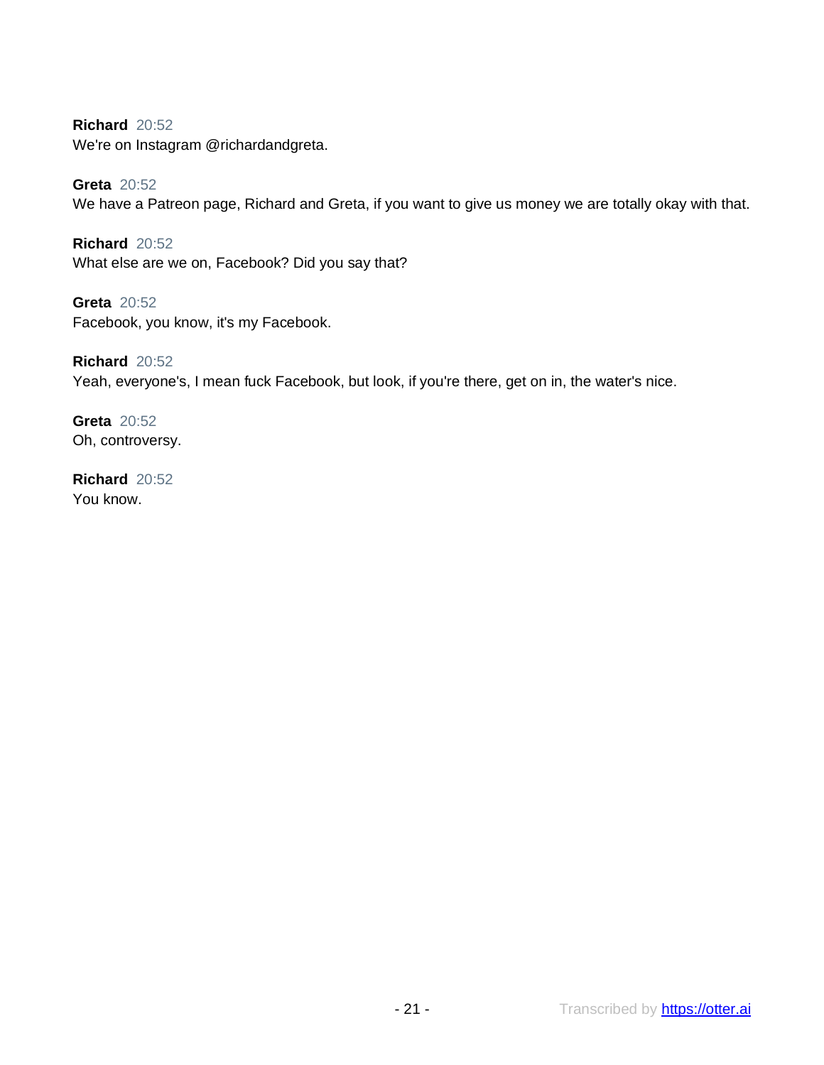**Richard** 20:52
We're on Instagram @richardandgreta.

**Greta** 20:52
We have a Patreon page, Richard and Greta, if you want to give us money we are totally okay with that.

**Richard** 20:52
What else are we on, Facebook? Did you say that?

**Greta** 20:52
Facebook, you know, it's my Facebook.

**Richard** 20:52
Yeah, everyone's, I mean fuck Facebook, but look, if you're there, get on in, the water's nice.

**Greta** 20:52
Oh, controversy.

**Richard** 20:52
You know.